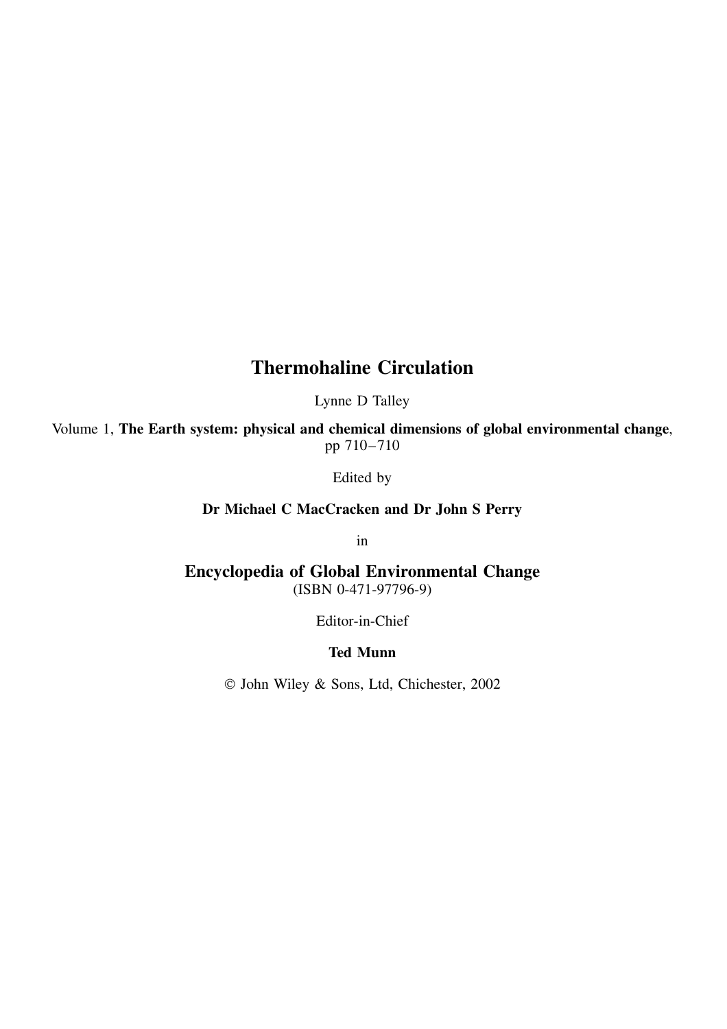# Thermohaline Circulation

Lynne D Talley

Volume 1, **The Earth system: physical and chemical dimensions of global environmental change**, pp 710–710

Edited by

**Dr Michael C MacCracken and Dr John S Perry**

in

## Encyclopedia of Global Environmental Change

(ISBN 0-471-97796-9)

Editor-in-Chief

**Ted Munn**

© John Wiley & Sons, Ltd, Chichester, 2002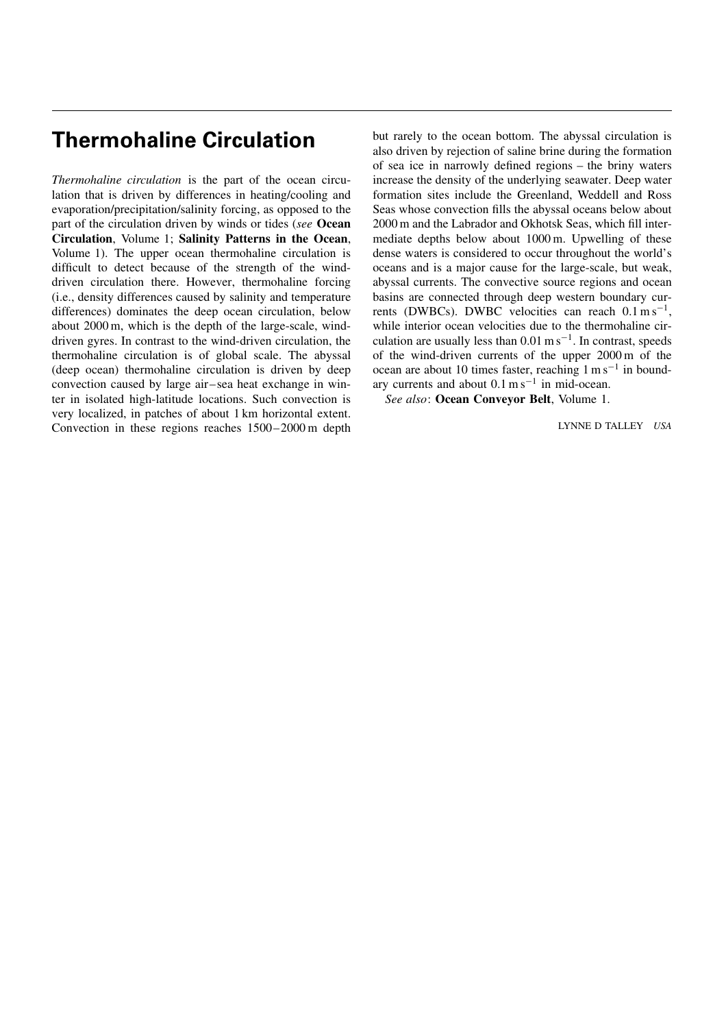# Thermohaline Circulation

*Thermohaline circulation* is the part of the ocean circulation that is driven by differences in heating/cooling and evaporation/precipitation/salinity forcing, as opposed to the part of the circulation driven by winds or tides (*see* **Ocean Circulation**, Volume 1; **Salinity Patterns in the Ocean**, Volume 1). The upper ocean thermohaline circulation is difficult to detect because of the strength of the wind-driven circulation there. However, thermohaline forcing (i.e., density differences caused by salinity and temperature differences) dominates the deep ocean circulation, below about 2000 m, which is the depth of the large-scale, wind-driven gyres. In contrast to the wind-driven circulation, the thermohaline circulation is of global scale. The abyssal (deep ocean) thermohaline circulation is driven by deep convection caused by large air–sea heat exchange in winter in isolated high-latitude locations. Such convection is very localized, in patches of about 1 km horizontal extent. Convection in these regions reaches 1500–2000 m depth but rarely to the ocean bottom. The abyssal circulation is also driven by rejection of saline brine during the formation of sea ice in narrowly defined regions – the briny waters increase the density of the underlying seawater. Deep water formation sites include the Greenland, Weddell and Ross Seas whose convection fills the abyssal oceans below about 2000 m and the Labrador and Okhotsk Seas, which fill intermediate depths below about 1000 m. Upwelling of these dense waters is considered to occur throughout the world's oceans and is a major cause for the large-scale, but weak, abyssal currents. The convective source regions and ocean basins are connected through deep western boundary currents (DWBCs). DWBC velocities can reach $0.1\ \mathrm{m\,s^{-1}}$, while interior ocean velocities due to the thermohaline circulation are usually less than $0.01\ \mathrm{m\,s^{-1}}$. In contrast, speeds of the wind-driven currents of the upper 2000 m of the ocean are about 10 times faster, reaching $1\ \mathrm{m\,s^{-1}}$ in boundary currents and about $0.1\ \mathrm{m\,s^{-1}}$ in mid-ocean.

*See also*: **Ocean Conveyor Belt**, Volume 1.

LYNNE D TALLEY *USA*